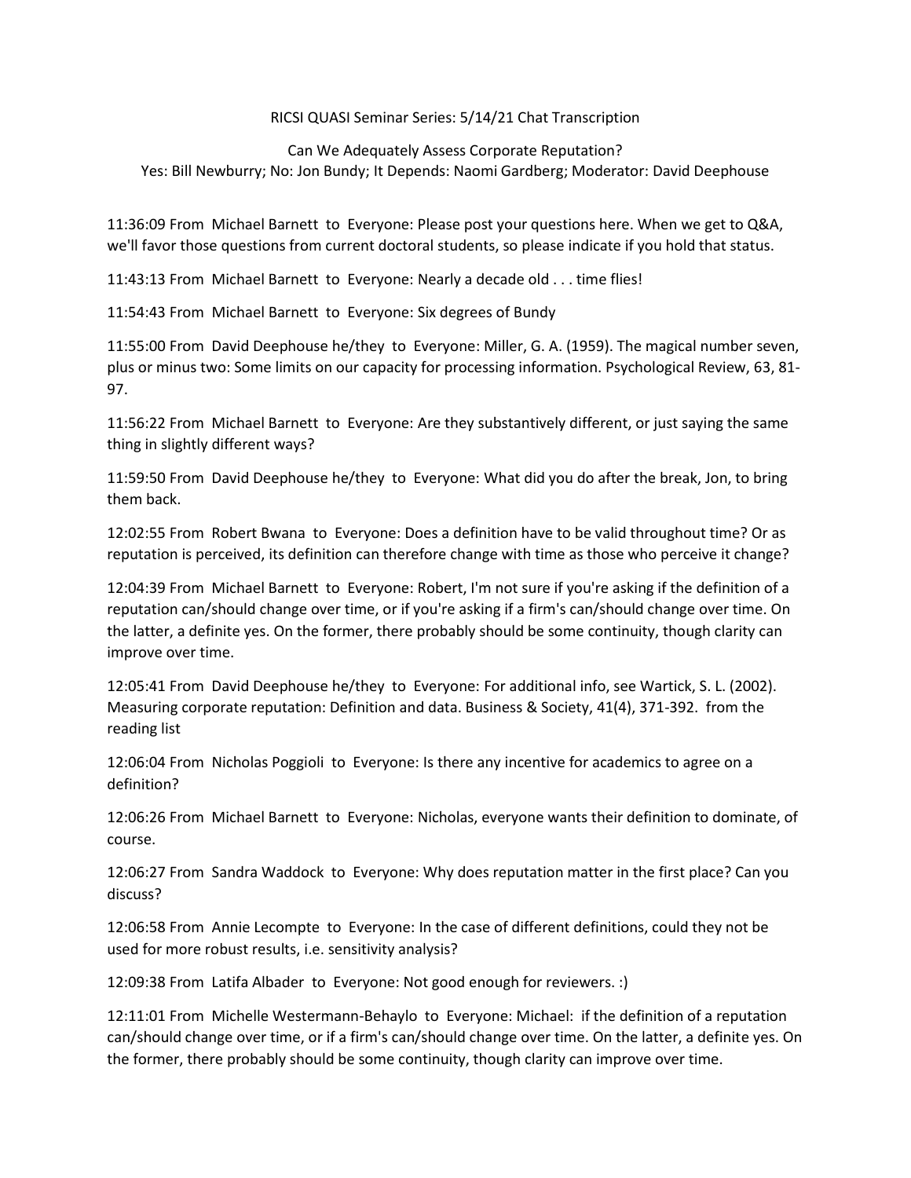RICSI QUASI Seminar Series: 5/14/21 Chat Transcription

Can We Adequately Assess Corporate Reputation?
Yes: Bill Newburry; No: Jon Bundy; It Depends: Naomi Gardberg; Moderator: David Deephouse

11:36:09 From Michael Barnett to Everyone: Please post your questions here. When we get to Q&A, we'll favor those questions from current doctoral students, so please indicate if you hold that status.

11:43:13 From Michael Barnett to Everyone: Nearly a decade old . . . time flies!

11:54:43 From Michael Barnett to Everyone: Six degrees of Bundy

11:55:00 From David Deephouse he/they to Everyone: Miller, G. A. (1959). The magical number seven, plus or minus two: Some limits on our capacity for processing information. Psychological Review, 63, 81-97.

11:56:22 From Michael Barnett to Everyone: Are they substantively different, or just saying the same thing in slightly different ways?

11:59:50 From David Deephouse he/they to Everyone: What did you do after the break, Jon, to bring them back.

12:02:55 From Robert Bwana to Everyone: Does a definition have to be valid throughout time? Or as reputation is perceived, its definition can therefore change with time as those who perceive it change?

12:04:39 From Michael Barnett to Everyone: Robert, I'm not sure if you're asking if the definition of a reputation can/should change over time, or if you're asking if a firm's can/should change over time. On the latter, a definite yes. On the former, there probably should be some continuity, though clarity can improve over time.

12:05:41 From David Deephouse he/they to Everyone: For additional info, see Wartick, S. L. (2002). Measuring corporate reputation: Definition and data. Business & Society, 41(4), 371-392. from the reading list

12:06:04 From Nicholas Poggioli to Everyone: Is there any incentive for academics to agree on a definition?

12:06:26 From Michael Barnett to Everyone: Nicholas, everyone wants their definition to dominate, of course.

12:06:27 From Sandra Waddock to Everyone: Why does reputation matter in the first place? Can you discuss?

12:06:58 From Annie Lecompte to Everyone: In the case of different definitions, could they not be used for more robust results, i.e. sensitivity analysis?

12:09:38 From Latifa Albader to Everyone: Not good enough for reviewers. :)

12:11:01 From Michelle Westermann-Behaylo to Everyone: Michael: if the definition of a reputation can/should change over time, or if a firm's can/should change over time. On the latter, a definite yes. On the former, there probably should be some continuity, though clarity can improve over time.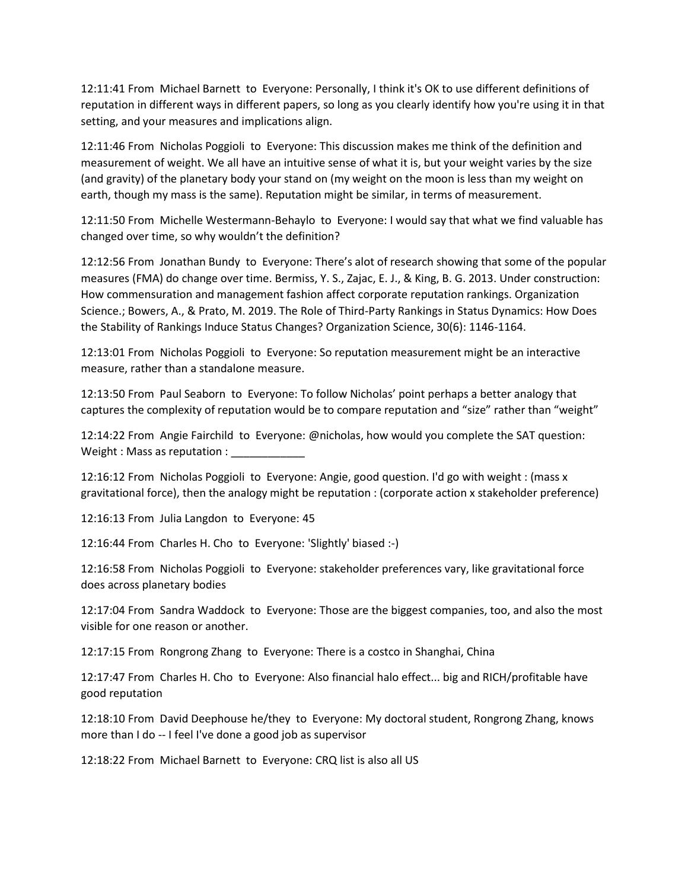12:11:41 From Michael Barnett to Everyone: Personally, I think it's OK to use different definitions of reputation in different ways in different papers, so long as you clearly identify how you're using it in that setting, and your measures and implications align.

12:11:46 From Nicholas Poggioli to Everyone: This discussion makes me think of the definition and measurement of weight. We all have an intuitive sense of what it is, but your weight varies by the size (and gravity) of the planetary body your stand on (my weight on the moon is less than my weight on earth, though my mass is the same). Reputation might be similar, in terms of measurement.

12:11:50 From Michelle Westermann-Behaylo to Everyone: I would say that what we find valuable has changed over time, so why wouldn't the definition?

12:12:56 From Jonathan Bundy to Everyone: There's alot of research showing that some of the popular measures (FMA) do change over time. Bermiss, Y. S., Zajac, E. J., & King, B. G. 2013. Under construction: How commensuration and management fashion affect corporate reputation rankings. Organization Science.; Bowers, A., & Prato, M. 2019. The Role of Third-Party Rankings in Status Dynamics: How Does the Stability of Rankings Induce Status Changes? Organization Science, 30(6): 1146-1164.

12:13:01 From Nicholas Poggioli to Everyone: So reputation measurement might be an interactive measure, rather than a standalone measure.

12:13:50 From Paul Seaborn to Everyone: To follow Nicholas' point perhaps a better analogy that captures the complexity of reputation would be to compare reputation and "size" rather than "weight"

12:14:22 From Angie Fairchild to Everyone: @nicholas, how would you complete the SAT question: Weight : Mass as reputation : ____________

12:16:12 From Nicholas Poggioli to Everyone: Angie, good question. I'd go with weight : (mass x gravitational force), then the analogy might be reputation : (corporate action x stakeholder preference)

12:16:13 From Julia Langdon to Everyone: 45

12:16:44 From Charles H. Cho to Everyone: 'Slightly' biased :-)

12:16:58 From Nicholas Poggioli to Everyone: stakeholder preferences vary, like gravitational force does across planetary bodies

12:17:04 From Sandra Waddock to Everyone: Those are the biggest companies, too, and also the most visible for one reason or another.

12:17:15 From Rongrong Zhang to Everyone: There is a costco in Shanghai, China

12:17:47 From Charles H. Cho to Everyone: Also financial halo effect... big and RICH/profitable have good reputation

12:18:10 From David Deephouse he/they to Everyone: My doctoral student, Rongrong Zhang, knows more than I do -- I feel I've done a good job as supervisor

12:18:22 From Michael Barnett to Everyone: CRQ list is also all US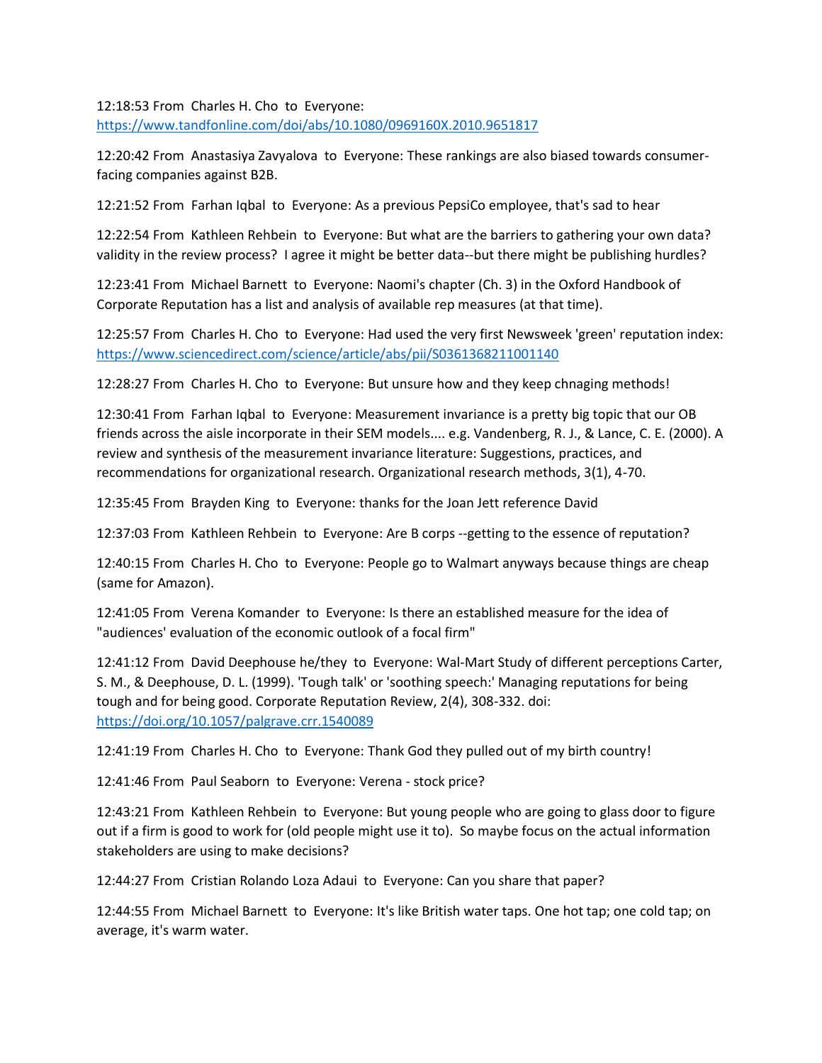12:18:53 From Charles H. Cho to Everyone:
https://www.tandfonline.com/doi/abs/10.1080/0969160X.2010.9651817

12:20:42 From Anastasiya Zavyalova to Everyone: These rankings are also biased towards consumer-facing companies against B2B.

12:21:52 From Farhan Iqbal to Everyone: As a previous PepsiCo employee, that's sad to hear

12:22:54 From Kathleen Rehbein to Everyone: But what are the barriers to gathering your own data? validity in the review process? I agree it might be better data--but there might be publishing hurdles?

12:23:41 From Michael Barnett to Everyone: Naomi's chapter (Ch. 3) in the Oxford Handbook of Corporate Reputation has a list and analysis of available rep measures (at that time).

12:25:57 From Charles H. Cho to Everyone: Had used the very first Newsweek 'green' reputation index: https://www.sciencedirect.com/science/article/abs/pii/S0361368211001140

12:28:27 From Charles H. Cho to Everyone: But unsure how and they keep chnaging methods!

12:30:41 From Farhan Iqbal to Everyone: Measurement invariance is a pretty big topic that our OB friends across the aisle incorporate in their SEM models.... e.g. Vandenberg, R. J., & Lance, C. E. (2000). A review and synthesis of the measurement invariance literature: Suggestions, practices, and recommendations for organizational research. Organizational research methods, 3(1), 4-70.

12:35:45 From Brayden King to Everyone: thanks for the Joan Jett reference David

12:37:03 From Kathleen Rehbein to Everyone: Are B corps --getting to the essence of reputation?

12:40:15 From Charles H. Cho to Everyone: People go to Walmart anyways because things are cheap (same for Amazon).

12:41:05 From Verena Komander to Everyone: Is there an established measure for the idea of "audiences' evaluation of the economic outlook of a focal firm"

12:41:12 From David Deephouse he/they to Everyone: Wal-Mart Study of different perceptions Carter, S. M., & Deephouse, D. L. (1999). 'Tough talk' or 'soothing speech:' Managing reputations for being tough and for being good. Corporate Reputation Review, 2(4), 308-332. doi: https://doi.org/10.1057/palgrave.crr.1540089

12:41:19 From Charles H. Cho to Everyone: Thank God they pulled out of my birth country!

12:41:46 From Paul Seaborn to Everyone: Verena - stock price?

12:43:21 From Kathleen Rehbein to Everyone: But young people who are going to glass door to figure out if a firm is good to work for (old people might use it to). So maybe focus on the actual information stakeholders are using to make decisions?

12:44:27 From Cristian Rolando Loza Adaui to Everyone: Can you share that paper?

12:44:55 From Michael Barnett to Everyone: It's like British water taps. One hot tap; one cold tap; on average, it's warm water.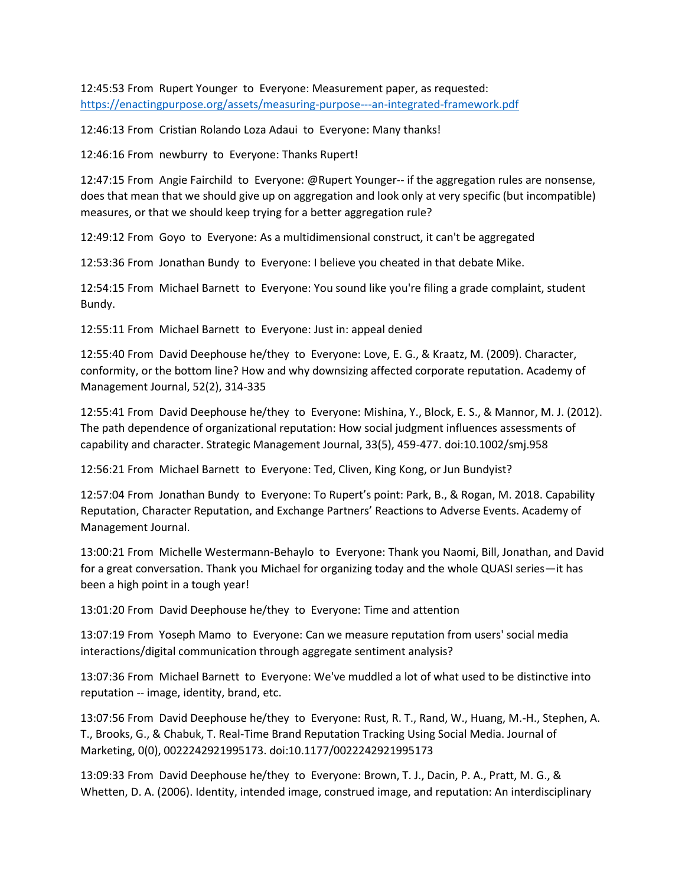12:45:53 From Rupert Younger to Everyone: Measurement paper, as requested: https://enactingpurpose.org/assets/measuring-purpose---an-integrated-framework.pdf

12:46:13 From Cristian Rolando Loza Adaui to Everyone: Many thanks!

12:46:16 From newburry to Everyone: Thanks Rupert!

12:47:15 From Angie Fairchild to Everyone: @Rupert Younger-- if the aggregation rules are nonsense, does that mean that we should give up on aggregation and look only at very specific (but incompatible) measures, or that we should keep trying for a better aggregation rule?

12:49:12 From Goyo to Everyone: As a multidimensional construct, it can't be aggregated

12:53:36 From Jonathan Bundy to Everyone: I believe you cheated in that debate Mike.

12:54:15 From Michael Barnett to Everyone: You sound like you're filing a grade complaint, student Bundy.

12:55:11 From Michael Barnett to Everyone: Just in: appeal denied

12:55:40 From David Deephouse he/they to Everyone: Love, E. G., & Kraatz, M. (2009). Character, conformity, or the bottom line? How and why downsizing affected corporate reputation. Academy of Management Journal, 52(2), 314-335

12:55:41 From David Deephouse he/they to Everyone: Mishina, Y., Block, E. S., & Mannor, M. J. (2012). The path dependence of organizational reputation: How social judgment influences assessments of capability and character. Strategic Management Journal, 33(5), 459-477. doi:10.1002/smj.958

12:56:21 From Michael Barnett to Everyone: Ted, Cliven, King Kong, or Jun Bundyist?

12:57:04 From Jonathan Bundy to Everyone: To Rupert's point: Park, B., & Rogan, M. 2018. Capability Reputation, Character Reputation, and Exchange Partners' Reactions to Adverse Events. Academy of Management Journal.

13:00:21 From Michelle Westermann-Behaylo to Everyone: Thank you Naomi, Bill, Jonathan, and David for a great conversation. Thank you Michael for organizing today and the whole QUASI series—it has been a high point in a tough year!

13:01:20 From David Deephouse he/they to Everyone: Time and attention

13:07:19 From Yoseph Mamo to Everyone: Can we measure reputation from users' social media interactions/digital communication through aggregate sentiment analysis?

13:07:36 From Michael Barnett to Everyone: We've muddled a lot of what used to be distinctive into reputation -- image, identity, brand, etc.

13:07:56 From David Deephouse he/they to Everyone: Rust, R. T., Rand, W., Huang, M.-H., Stephen, A. T., Brooks, G., & Chabuk, T. Real-Time Brand Reputation Tracking Using Social Media. Journal of Marketing, 0(0), 0022242921995173. doi:10.1177/0022242921995173

13:09:33 From David Deephouse he/they to Everyone: Brown, T. J., Dacin, P. A., Pratt, M. G., & Whetten, D. A. (2006). Identity, intended image, construed image, and reputation: An interdisciplinary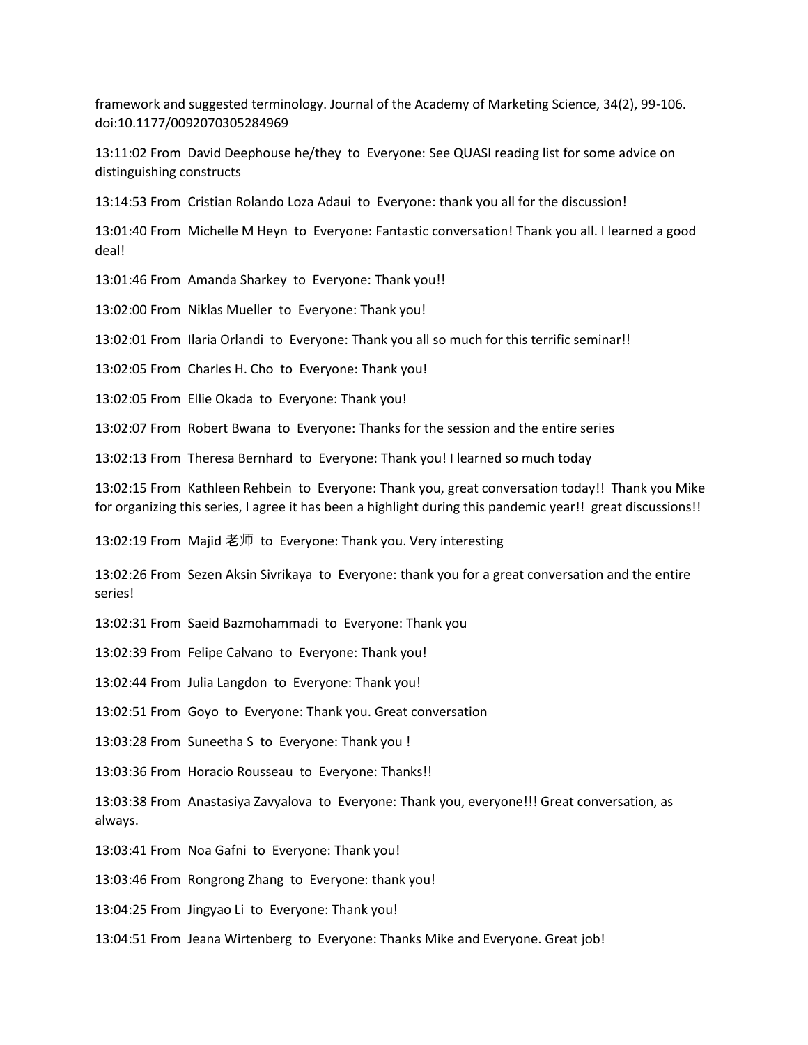framework and suggested terminology. Journal of the Academy of Marketing Science, 34(2), 99-106. doi:10.1177/0092070305284969

13:11:02 From David Deephouse he/they to Everyone: See QUASI reading list for some advice on distinguishing constructs

13:14:53 From Cristian Rolando Loza Adaui to Everyone: thank you all for the discussion!

13:01:40 From Michelle M Heyn to Everyone: Fantastic conversation! Thank you all. I learned a good deal!

13:01:46 From Amanda Sharkey to Everyone: Thank you!!

13:02:00 From Niklas Mueller to Everyone: Thank you!

13:02:01 From Ilaria Orlandi to Everyone: Thank you all so much for this terrific seminar!!

13:02:05 From Charles H. Cho to Everyone: Thank you!

13:02:05 From Ellie Okada to Everyone: Thank you!

13:02:07 From Robert Bwana to Everyone: Thanks for the session and the entire series

13:02:13 From Theresa Bernhard to Everyone: Thank you! I learned so much today

13:02:15 From Kathleen Rehbein to Everyone: Thank you, great conversation today!! Thank you Mike for organizing this series, I agree it has been a highlight during this pandemic year!! great discussions!!

13:02:19 From Majid 老师 to Everyone: Thank you. Very interesting

13:02:26 From Sezen Aksin Sivrikaya to Everyone: thank you for a great conversation and the entire series!

13:02:31 From Saeid Bazmohammadi to Everyone: Thank you

13:02:39 From Felipe Calvano to Everyone: Thank you!

13:02:44 From Julia Langdon to Everyone: Thank you!

13:02:51 From Goyo to Everyone: Thank you. Great conversation

13:03:28 From Suneetha S to Everyone: Thank you !

13:03:36 From Horacio Rousseau to Everyone: Thanks!!

13:03:38 From Anastasiya Zavyalova to Everyone: Thank you, everyone!!! Great conversation, as always.

13:03:41 From Noa Gafni to Everyone: Thank you!

13:03:46 From Rongrong Zhang to Everyone: thank you!

13:04:25 From Jingyao Li to Everyone: Thank you!

13:04:51 From Jeana Wirtenberg to Everyone: Thanks Mike and Everyone. Great job!